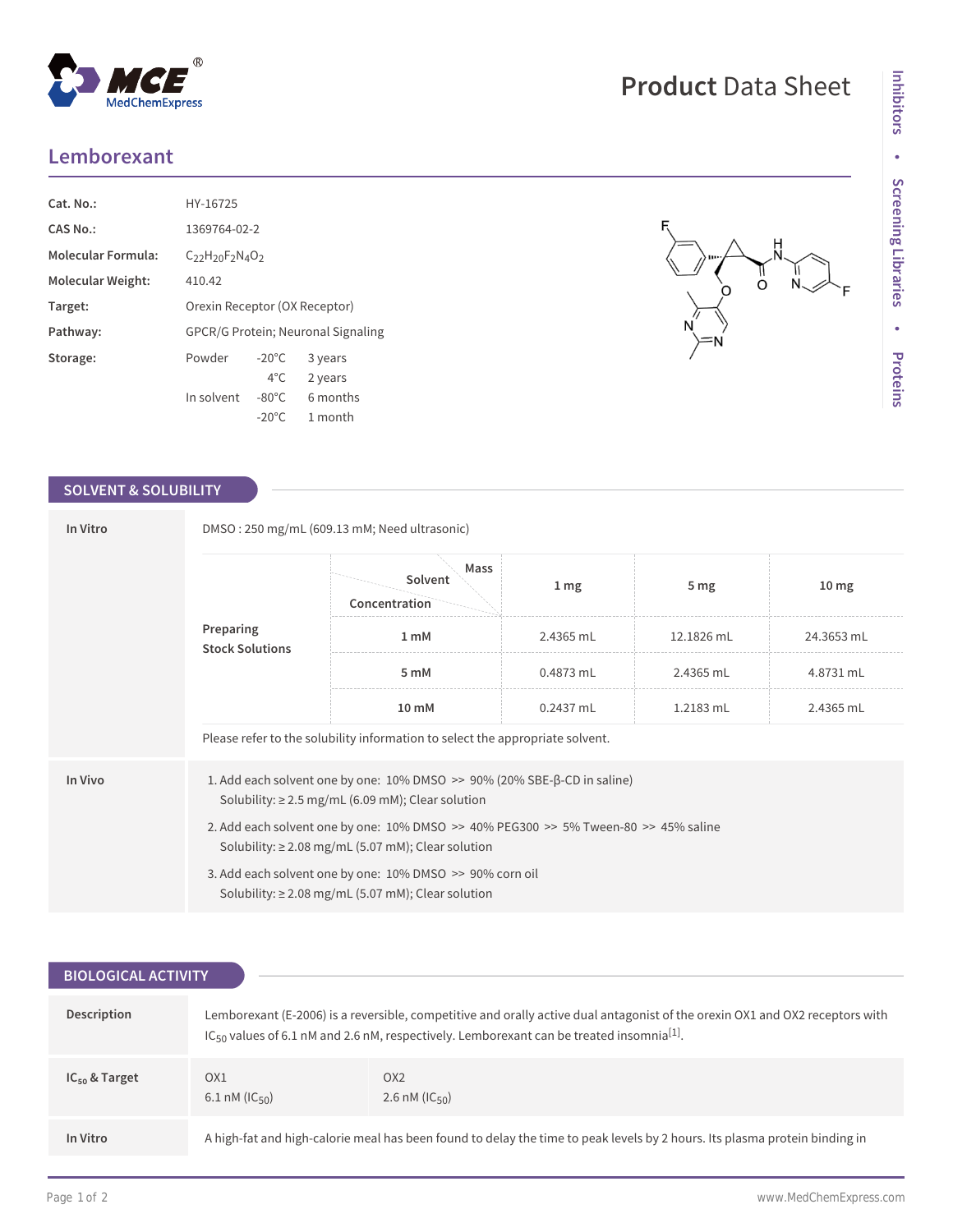# Product Data Sheet

## Lemborexant

| | |
|---|---|
| **Cat. No.:** | HY-16725 |
| **CAS No.:** | 1369764-02-2 |
| **Molecular Formula:** | $C_{22}H_{20}F_2N_4O_2$ |
| **Molecular Weight:** | 410.42 |
| **Target:** | Orexin Receptor (OX Receptor) |
| **Pathway:** | GPCR/G Protein; Neuronal Signaling |
| **Storage:** | Powder -20°C 3 years; 4°C 2 years; In solvent -80°C 6 months; -20°C 1 month |

## SOLVENT & SOLUBILITY

**In Vitro**

DMSO : 250 mg/mL (609.13 mM; Need ultrasonic)

**Preparing Stock Solutions**

| Concentration \ Solvent Mass | 1 mg | 5 mg | 10 mg |
|---|---|---|---|
| 1 mM | 2.4365 mL | 12.1826 mL | 24.3653 mL |
| 5 mM | 0.4873 mL | 2.4365 mL | 4.8731 mL |
| 10 mM | 0.2437 mL | 1.2183 mL | 2.4365 mL |

Please refer to the solubility information to select the appropriate solvent.

**In Vivo**

1. Add each solvent one by one: 10% DMSO >> 90% (20% SBE-β-CD in saline)
   Solubility: ≥ 2.5 mg/mL (6.09 mM); Clear solution
2. Add each solvent one by one: 10% DMSO >> 40% PEG300 >> 5% Tween-80 >> 45% saline
   Solubility: ≥ 2.08 mg/mL (5.07 mM); Clear solution
3. Add each solvent one by one: 10% DMSO >> 90% corn oil
   Solubility: ≥ 2.08 mg/mL (5.07 mM); Clear solution

## BIOLOGICAL ACTIVITY

**Description**

Lemborexant (E-2006) is a reversible, competitive and orally active dual antagonist of the orexin OX1 and OX2 receptors with $IC_{50}$ values of 6.1 nM and 2.6 nM, respectively. Lemborexant can be treated insomnia[1].

**$IC_{50}$ & Target**

| OX1 | OX2 |
|---|---|
| 6.1 nM ($IC_{50}$) | 2.6 nM ($IC_{50}$) |

**In Vitro**

A high-fat and high-calorie meal has been found to delay the time to peak levels by 2 hours. Its plasma protein binding in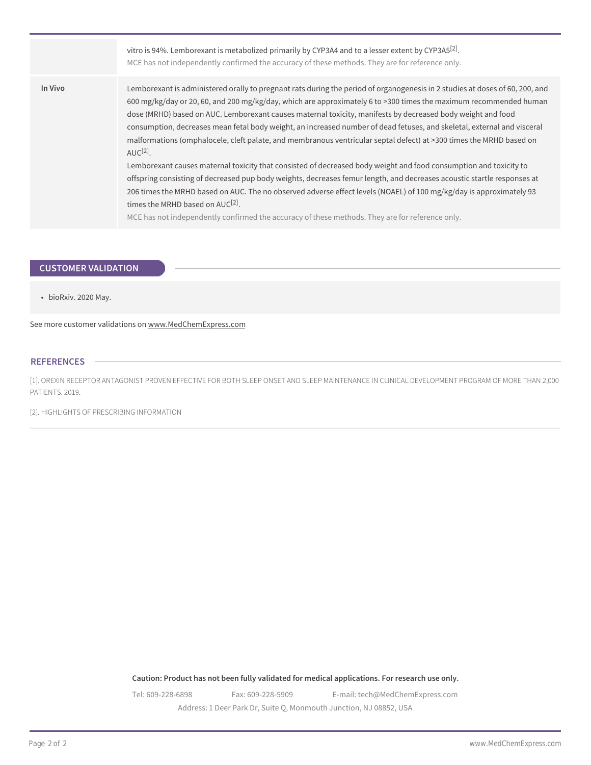| | |
|---|---|
| | vitro is 94%. Lemborexant is metabolized primarily by CYP3A4 and to a lesser extent by CYP3A5[2].<br>MCE has not independently confirmed the accuracy of these methods. They are for reference only. |
| **In Vivo** | Lemborexant is administered orally to pregnant rats during the period of organogenesis in 2 studies at doses of 60, 200, and 600 mg/kg/day or 20, 60, and 200 mg/kg/day, which are approximately 6 to >300 times the maximum recommended human dose (MRHD) based on AUC. Lemborexant causes maternal toxicity, manifests by decreased body weight and food consumption, decreases mean fetal body weight, an increased number of dead fetuses, and skeletal, external and visceral malformations (omphalocele, cleft palate, and membranous ventricular septal defect) at >300 times the MRHD based on AUC[2].<br>Lemborexant causes maternal toxicity that consisted of decreased body weight and food consumption and toxicity to offspring consisting of decreased pup body weights, decreases femur length, and decreases acoustic startle responses at 206 times the MRHD based on AUC. The no observed adverse effect levels (NOAEL) of 100 mg/kg/day is approximately 93 times the MRHD based on AUC[2].<br>MCE has not independently confirmed the accuracy of these methods. They are for reference only. |

## CUSTOMER VALIDATION

- bioRxiv. 2020 May.

See more customer validations on www.MedChemExpress.com

## REFERENCES

[1]. OREXIN RECEPTOR ANTAGONIST PROVEN EFFECTIVE FOR BOTH SLEEP ONSET AND SLEEP MAINTENANCE IN CLINICAL DEVELOPMENT PROGRAM OF MORE THAN 2,000 PATIENTS. 2019.

[2]. HIGHLIGHTS OF PRESCRIBING INFORMATION

**Caution: Product has not been fully validated for medical applications. For research use only.**

Tel: 609-228-6898 Fax: 609-228-5909 E-mail: tech@MedChemExpress.com

Address: 1 Deer Park Dr, Suite Q, Monmouth Junction, NJ 08852, USA